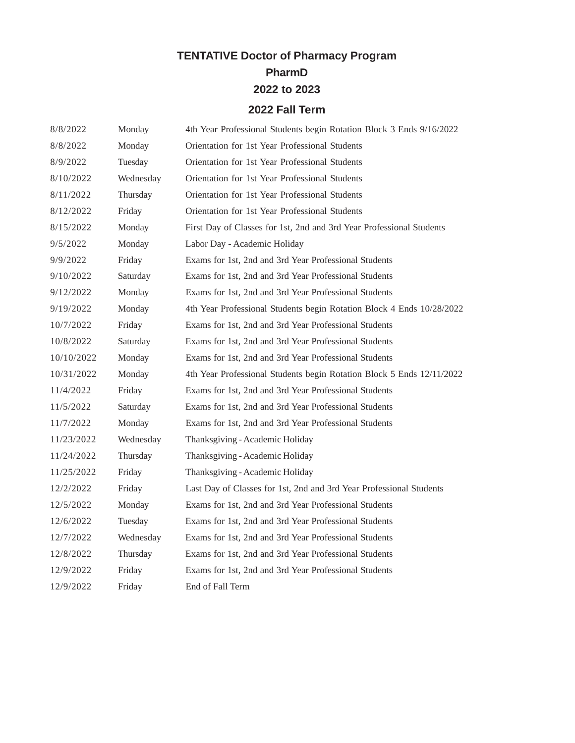# TENTATIVE Doctor of Pharmacy Program

## PharmD

## 2022 to 2023

## 2022 Fall Term

| | | |
|---|---|---|
| 8/8/2022 | Monday | 4th Year Professional Students begin Rotation Block 3 Ends 9/16/2022 |
| 8/8/2022 | Monday | Orientation for 1st Year Professional Students |
| 8/9/2022 | Tuesday | Orientation for 1st Year Professional Students |
| 8/10/2022 | Wednesday | Orientation for 1st Year Professional Students |
| 8/11/2022 | Thursday | Orientation for 1st Year Professional Students |
| 8/12/2022 | Friday | Orientation for 1st Year Professional Students |
| 8/15/2022 | Monday | First Day of Classes for 1st, 2nd and 3rd Year Professional Students |
| 9/5/2022 | Monday | Labor Day - Academic Holiday |
| 9/9/2022 | Friday | Exams for 1st, 2nd and 3rd Year Professional Students |
| 9/10/2022 | Saturday | Exams for 1st, 2nd and 3rd Year Professional Students |
| 9/12/2022 | Monday | Exams for 1st, 2nd and 3rd Year Professional Students |
| 9/19/2022 | Monday | 4th Year Professional Students begin Rotation Block 4 Ends 10/28/2022 |
| 10/7/2022 | Friday | Exams for 1st, 2nd and 3rd Year Professional Students |
| 10/8/2022 | Saturday | Exams for 1st, 2nd and 3rd Year Professional Students |
| 10/10/2022 | Monday | Exams for 1st, 2nd and 3rd Year Professional Students |
| 10/31/2022 | Monday | 4th Year Professional Students begin Rotation Block 5 Ends 12/11/2022 |
| 11/4/2022 | Friday | Exams for 1st, 2nd and 3rd Year Professional Students |
| 11/5/2022 | Saturday | Exams for 1st, 2nd and 3rd Year Professional Students |
| 11/7/2022 | Monday | Exams for 1st, 2nd and 3rd Year Professional Students |
| 11/23/2022 | Wednesday | Thanksgiving - Academic Holiday |
| 11/24/2022 | Thursday | Thanksgiving - Academic Holiday |
| 11/25/2022 | Friday | Thanksgiving - Academic Holiday |
| 12/2/2022 | Friday | Last Day of Classes for 1st, 2nd and 3rd Year Professional Students |
| 12/5/2022 | Monday | Exams for 1st, 2nd and 3rd Year Professional Students |
| 12/6/2022 | Tuesday | Exams for 1st, 2nd and 3rd Year Professional Students |
| 12/7/2022 | Wednesday | Exams for 1st, 2nd and 3rd Year Professional Students |
| 12/8/2022 | Thursday | Exams for 1st, 2nd and 3rd Year Professional Students |
| 12/9/2022 | Friday | Exams for 1st, 2nd and 3rd Year Professional Students |
| 12/9/2022 | Friday | End of Fall Term |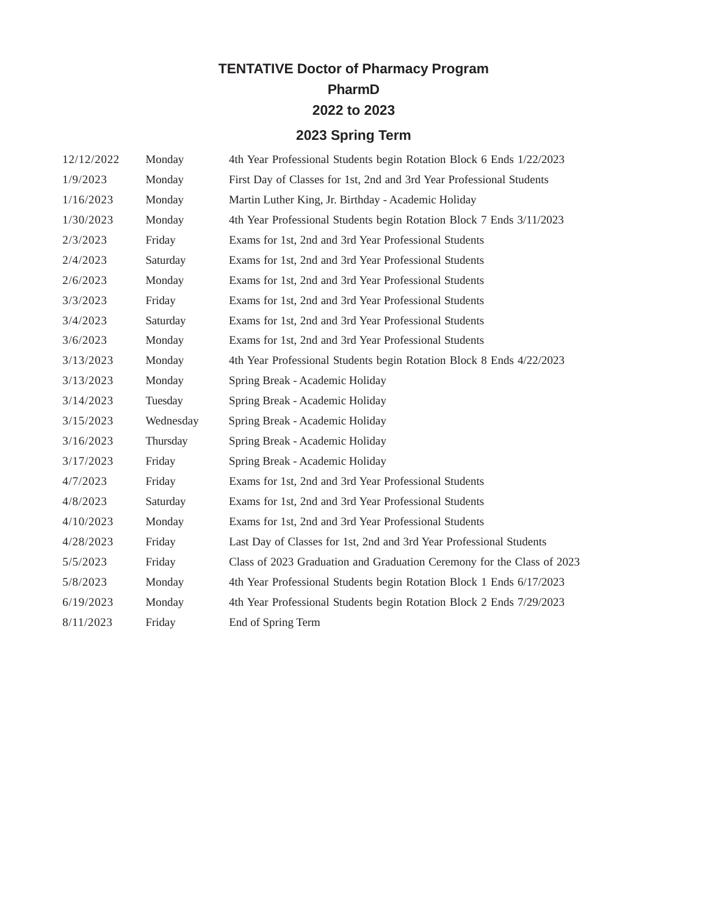# TENTATIVE Doctor of Pharmacy Program

## PharmD

## 2022 to 2023

## 2023 Spring Term

| | | |
|---|---|---|
| 12/12/2022 | Monday | 4th Year Professional Students begin Rotation Block 6 Ends 1/22/2023 |
| 1/9/2023 | Monday | First Day of Classes for 1st, 2nd and 3rd Year Professional Students |
| 1/16/2023 | Monday | Martin Luther King, Jr. Birthday - Academic Holiday |
| 1/30/2023 | Monday | 4th Year Professional Students begin Rotation Block 7 Ends 3/11/2023 |
| 2/3/2023 | Friday | Exams for 1st, 2nd and 3rd Year Professional Students |
| 2/4/2023 | Saturday | Exams for 1st, 2nd and 3rd Year Professional Students |
| 2/6/2023 | Monday | Exams for 1st, 2nd and 3rd Year Professional Students |
| 3/3/2023 | Friday | Exams for 1st, 2nd and 3rd Year Professional Students |
| 3/4/2023 | Saturday | Exams for 1st, 2nd and 3rd Year Professional Students |
| 3/6/2023 | Monday | Exams for 1st, 2nd and 3rd Year Professional Students |
| 3/13/2023 | Monday | 4th Year Professional Students begin Rotation Block 8 Ends 4/22/2023 |
| 3/13/2023 | Monday | Spring Break - Academic Holiday |
| 3/14/2023 | Tuesday | Spring Break - Academic Holiday |
| 3/15/2023 | Wednesday | Spring Break - Academic Holiday |
| 3/16/2023 | Thursday | Spring Break - Academic Holiday |
| 3/17/2023 | Friday | Spring Break - Academic Holiday |
| 4/7/2023 | Friday | Exams for 1st, 2nd and 3rd Year Professional Students |
| 4/8/2023 | Saturday | Exams for 1st, 2nd and 3rd Year Professional Students |
| 4/10/2023 | Monday | Exams for 1st, 2nd and 3rd Year Professional Students |
| 4/28/2023 | Friday | Last Day of Classes for 1st, 2nd and 3rd Year Professional Students |
| 5/5/2023 | Friday | Class of 2023 Graduation and Graduation Ceremony for the Class of 2023 |
| 5/8/2023 | Monday | 4th Year Professional Students begin Rotation Block 1 Ends 6/17/2023 |
| 6/19/2023 | Monday | 4th Year Professional Students begin Rotation Block 2 Ends 7/29/2023 |
| 8/11/2023 | Friday | End of Spring Term |